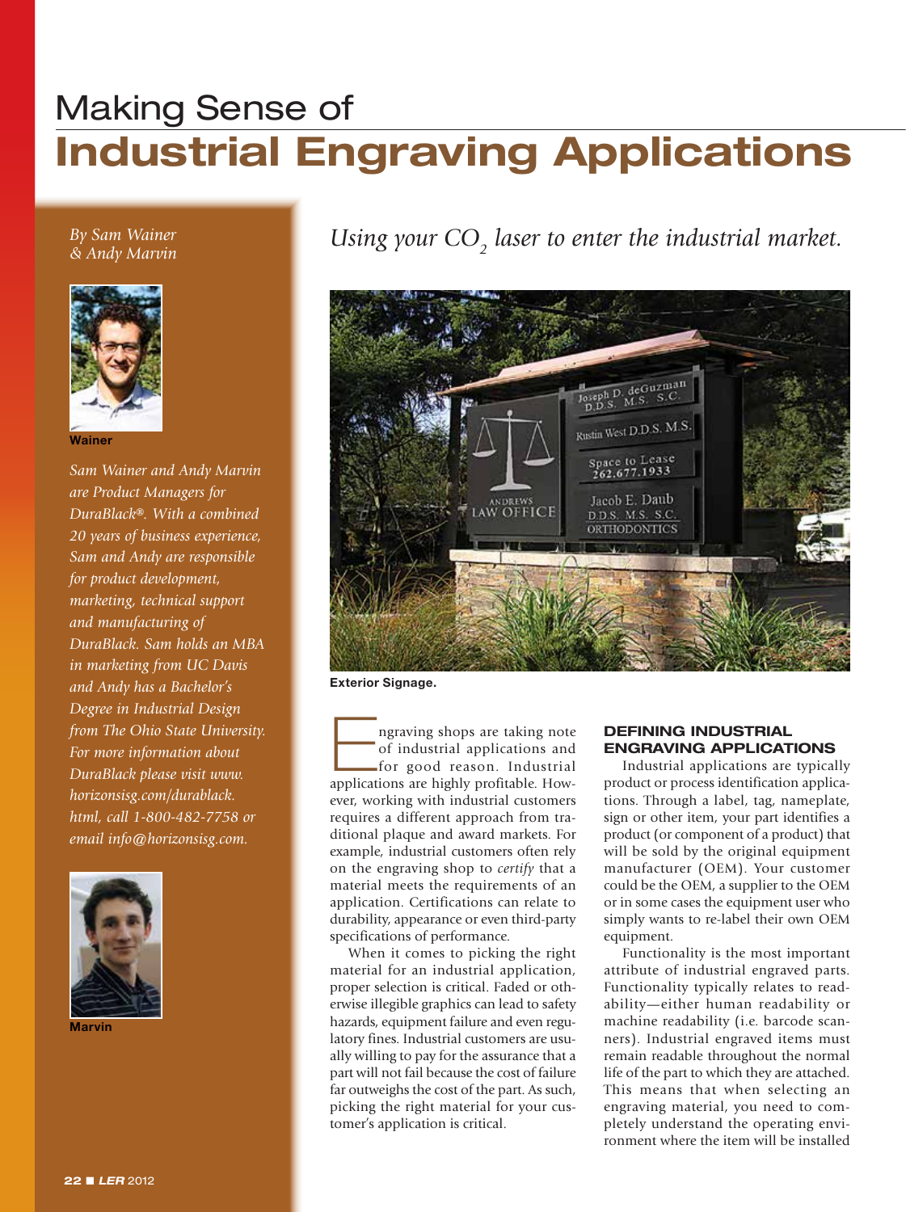# Making Sense of

# Industrial Engraving Applications

*By Sam Wainer & Andy Marvin*

Wainer

*Sam Wainer and Andy Marvin are Product Managers for DuraBlack®. With a combined 20 years of business experience, Sam and Andy are responsible for product development, marketing, technical support and manufacturing of DuraBlack. Sam holds an MBA in marketing from UC Davis and Andy has a Bachelor's Degree in Industrial Design from The Ohio State University. For more information about DuraBlack please visit www.horizonsisg.com/durablack.html, call 1-800-482-7758 or email info@horizonsisg.com.*

Marvin

## *Using your $CO_2$ laser to enter the industrial market.*

Exterior Signage.

Engraving shops are taking note of industrial applications and for good reason. Industrial applications are highly profitable. However, working with industrial customers requires a different approach from traditional plaque and award markets. For example, industrial customers often rely on the engraving shop to *certify* that a material meets the requirements of an application. Certifications can relate to durability, appearance or even third-party specifications of performance.

When it comes to picking the right material for an industrial application, proper selection is critical. Faded or otherwise illegible graphics can lead to safety hazards, equipment failure and even regulatory fines. Industrial customers are usually willing to pay for the assurance that a part will not fail because the cost of failure far outweighs the cost of the part. As such, picking the right material for your customer's application is critical.

### DEFINING INDUSTRIAL ENGRAVING APPLICATIONS

Industrial applications are typically product or process identification applications. Through a label, tag, nameplate, sign or other item, your part identifies a product (or component of a product) that will be sold by the original equipment manufacturer (OEM). Your customer could be the OEM, a supplier to the OEM or in some cases the equipment user who simply wants to re-label their own OEM equipment.

Functionality is the most important attribute of industrial engraved parts. Functionality typically relates to readability—either human readability or machine readability (i.e. barcode scanners). Industrial engraved items must remain readable throughout the normal life of the part to which they are attached. This means that when selecting an engraving material, you need to completely understand the operating environment where the item will be installed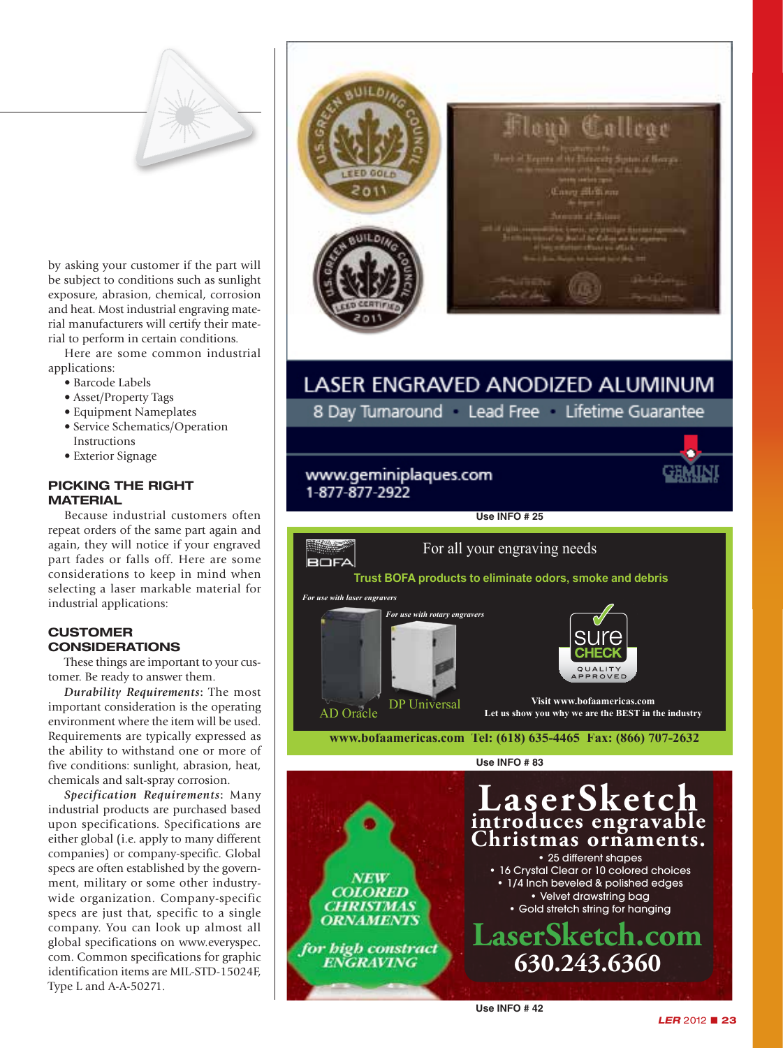by asking your customer if the part will be subject to conditions such as sunlight exposure, abrasion, chemical, corrosion and heat. Most industrial engraving material manufacturers will certify their material to perform in certain conditions.

Here are some common industrial applications:

- Barcode Labels
- Asset/Property Tags
- Equipment Nameplates
- Service Schematics/Operation Instructions
- Exterior Signage

## PICKING THE RIGHT MATERIAL

Because industrial customers often repeat orders of the same part again and again, they will notice if your engraved part fades or falls off. Here are some considerations to keep in mind when selecting a laser markable material for industrial applications:

## CUSTOMER CONSIDERATIONS

These things are important to your customer. Be ready to answer them.

***Durability Requirements***: The most important consideration is the operating environment where the item will be used. Requirements are typically expressed as the ability to withstand one or more of five conditions: sunlight, abrasion, heat, chemicals and salt-spray corrosion.

***Specification Requirements***: Many industrial products are purchased based upon specifications. Specifications are either global (i.e. apply to many different companies) or company-specific. Global specs are often established by the government, military or some other industry-wide organization. Company-specific specs are just that, specific to a single company. You can look up almost all global specifications on www.everyspec.com. Common specifications for graphic identification items are MIL-STD-15024F, Type L and A-A-50271.

LASER ENGRAVED ANODIZED ALUMINUM

8 Day Turnaround • Lead Free • Lifetime Guarantee

www.geminiplaques.com
1-877-877-2922

Use INFO # 25

For all your engraving needs

Trust BOFA products to eliminate odors, smoke and debris

*For use with laser engravers* — AD Oracle

*For use with rotary engravers* — DP Universal

Visit www.bofaamericas.com
Let us show you why we are the BEST in the industry

www.bofaamericas.com Tel: (618) 635-4465 Fax: (866) 707-2632

Use INFO # 83

NEW COLORED CHRISTMAS ORNAMENTS for high constrast ENGRAVING

LaserSketch introduces engravable Christmas ornaments.

- 25 different shapes
- 16 Crystal Clear or 10 colored choices
- 1/4 Inch beveled & polished edges
- Velvet drawstring bag
- Gold stretch string for hanging

LaserSketch.com
630.243.6360

Use INFO # 42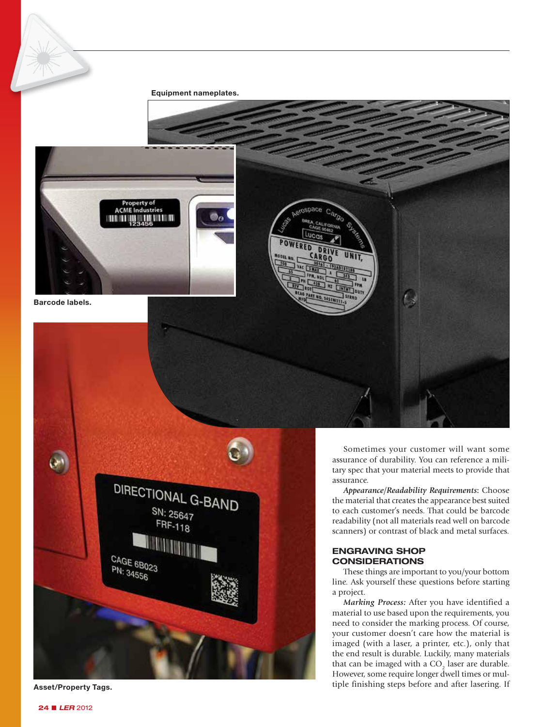Equipment nameplates.

Barcode labels.

Asset/Property Tags.

Sometimes your customer will want some assurance of durability. You can reference a military spec that your material meets to provide that assurance.

*Appearance/Readability Requirements*: Choose the material that creates the appearance best suited to each customer's needs. That could be barcode readability (not all materials read well on barcode scanners) or contrast of black and metal surfaces.

## ENGRAVING SHOP CONSIDERATIONS

These things are important to you/your bottom line. Ask yourself these questions before starting a project.

*Marking Process:* After you have identified a material to use based upon the requirements, you need to consider the marking process. Of course, your customer doesn't care how the material is imaged (with a laser, a printer, etc.), only that the end result is durable. Luckily, many materials that can be imaged with a $CO_2$ laser are durable. However, some require longer dwell times or multiple finishing steps before and after lasering. If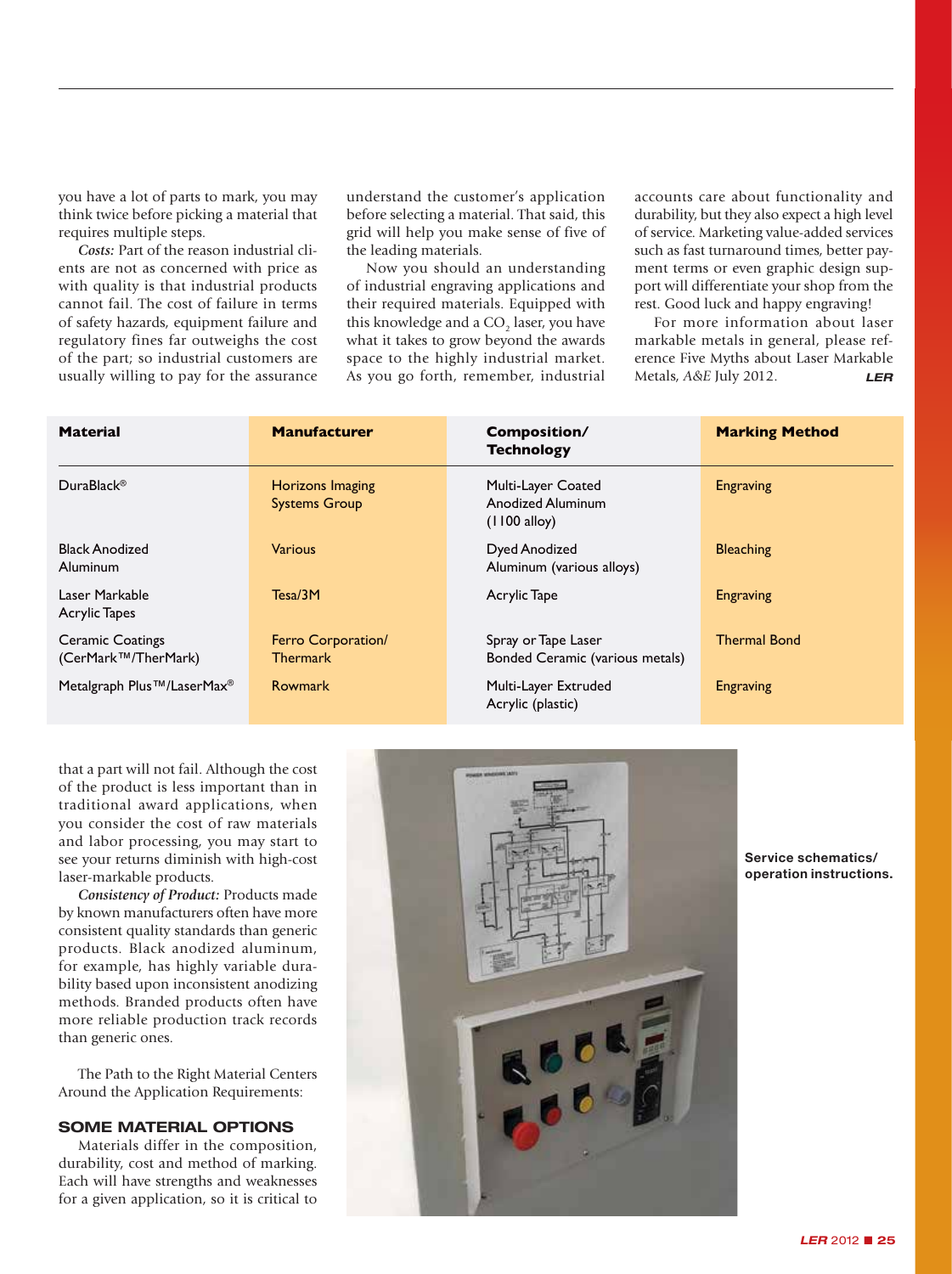you have a lot of parts to mark, you may think twice before picking a material that requires multiple steps.

*Costs:* Part of the reason industrial clients are not as concerned with price as with quality is that industrial products cannot fail. The cost of failure in terms of safety hazards, equipment failure and regulatory fines far outweighs the cost of the part; so industrial customers are usually willing to pay for the assurance that a part will not fail. Although the cost of the product is less important than in traditional award applications, when you consider the cost of raw materials and labor processing, you may start to see your returns diminish with high-cost laser-markable products.

*Consistency of Product:* Products made by known manufacturers often have more consistent quality standards than generic products. Black anodized aluminum, for example, has highly variable durability based upon inconsistent anodizing methods. Branded products often have more reliable production track records than generic ones.

The Path to the Right Material Centers Around the Application Requirements:

## SOME MATERIAL OPTIONS

Materials differ in the composition, durability, cost and method of marking. Each will have strengths and weaknesses for a given application, so it is critical to understand the customer's application before selecting a material. That said, this grid will help you make sense of five of the leading materials.

Now you should an understanding of industrial engraving applications and their required materials. Equipped with this knowledge and a $CO_2$ laser, you have what it takes to grow beyond the awards space to the highly industrial market. As you go forth, remember, industrial accounts care about functionality and durability, but they also expect a high level of service. Marketing value-added services such as fast turnaround times, better payment terms or even graphic design support will differentiate your shop from the rest. Good luck and happy engraving!

For more information about laser markable metals in general, please reference Five Myths about Laser Markable Metals, *A&E* July 2012. **LER**

| Material | Manufacturer | Composition/ Technology | Marking Method |
|---|---|---|---|
| DuraBlack® | Horizons Imaging Systems Group | Multi-Layer Coated Anodized Aluminum (1100 alloy) | Engraving |
| Black Anodized Aluminum | Various | Dyed Anodized Aluminum (various alloys) | Bleaching |
| Laser Markable Acrylic Tapes | Tesa/3M | Acrylic Tape | Engraving |
| Ceramic Coatings (CerMark™/TherMark) | Ferro Corporation/ Thermark | Spray or Tape Laser Bonded Ceramic (various metals) | Thermal Bond |
| Metalgraph Plus™/LaserMax® | Rowmark | Multi-Layer Extruded Acrylic (plastic) | Engraving |

**Service schematics/ operation instructions.**